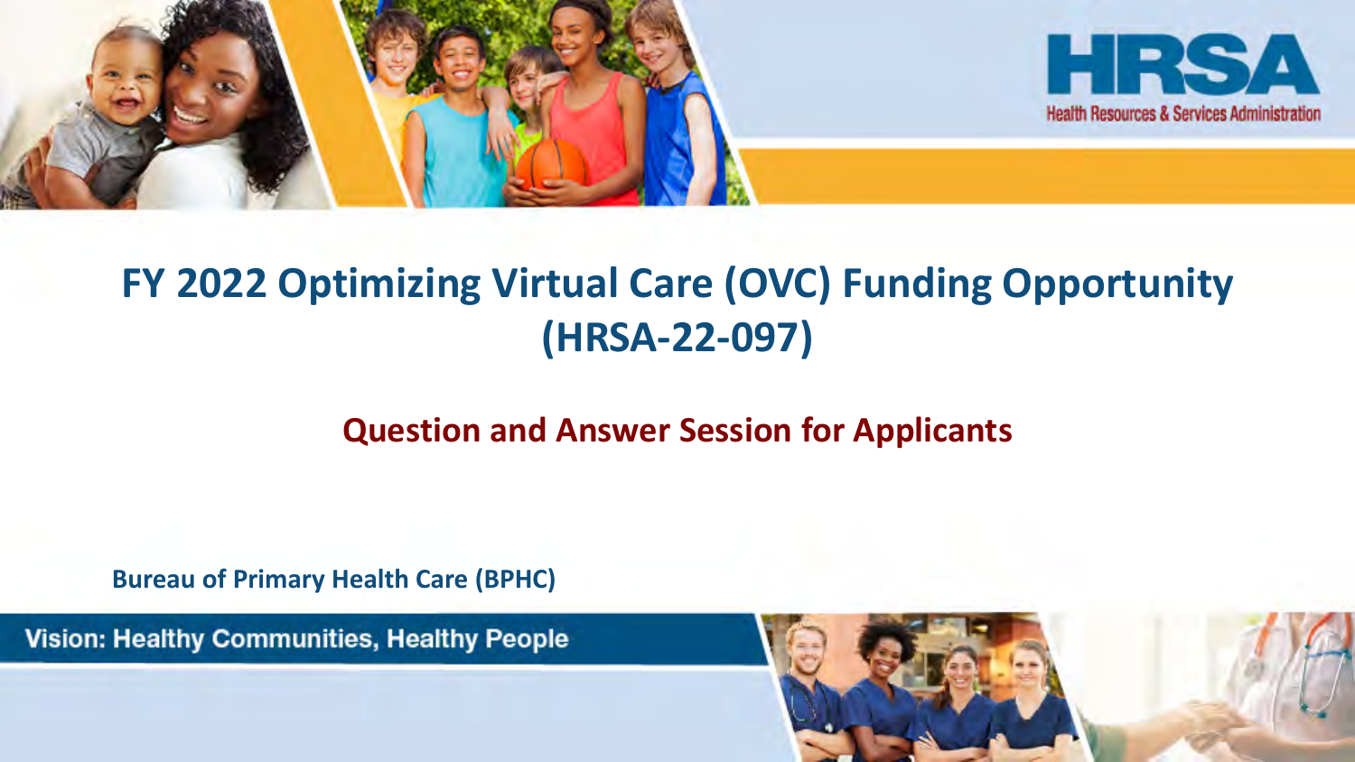HRSA

Health Resources & Services Administration

# FY 2022 Optimizing Virtual Care (OVC) Funding Opportunity (HRSA-22-097)

## Question and Answer Session for Applicants

**Bureau of Primary Health Care (BPHC)**

**Vision: Healthy Communities, Healthy People**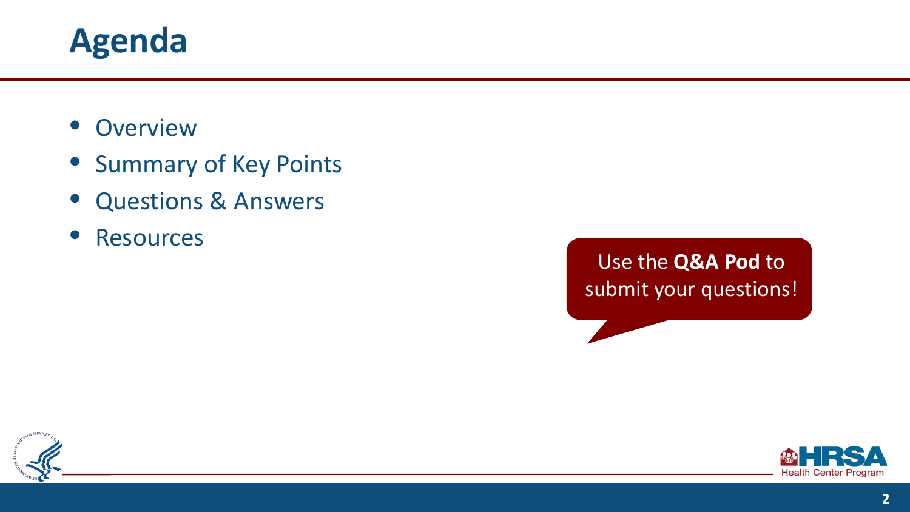# Agenda

- Overview
- Summary of Key Points
- Questions & Answers
- Resources

Use the **Q&A Pod** to submit your questions!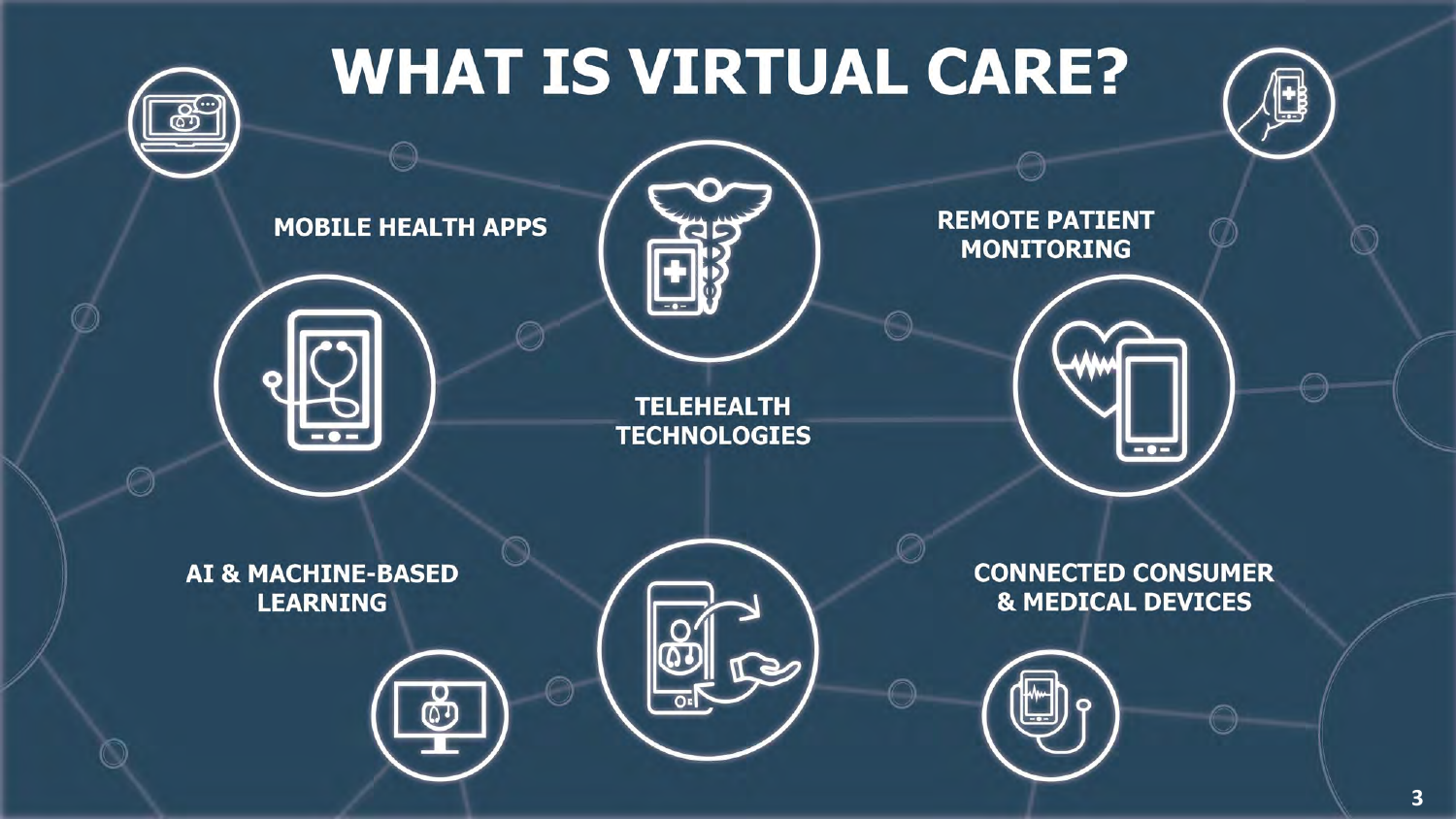# WHAT IS VIRTUAL CARE?

- MOBILE HEALTH APPS
- TELEHEALTH TECHNOLOGIES
- REMOTE PATIENT MONITORING
- AI & MACHINE-BASED LEARNING
- CONNECTED CONSUMER & MEDICAL DEVICES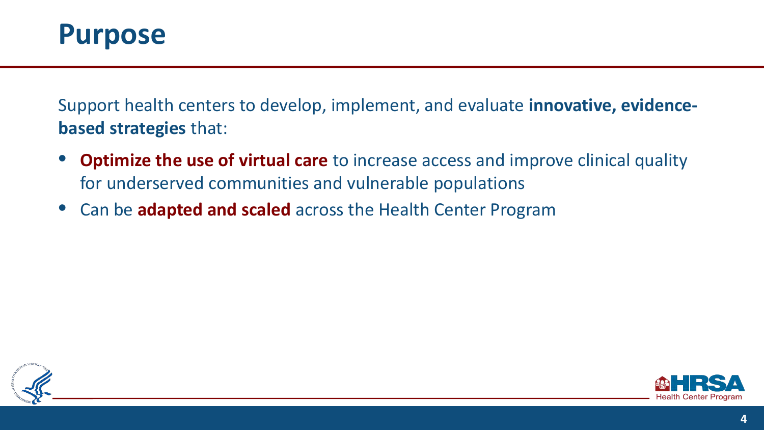# Purpose

Support health centers to develop, implement, and evaluate **innovative, evidence-based strategies** that:

- **Optimize the use of virtual care** to increase access and improve clinical quality for underserved communities and vulnerable populations
- Can be **adapted and scaled** across the Health Center Program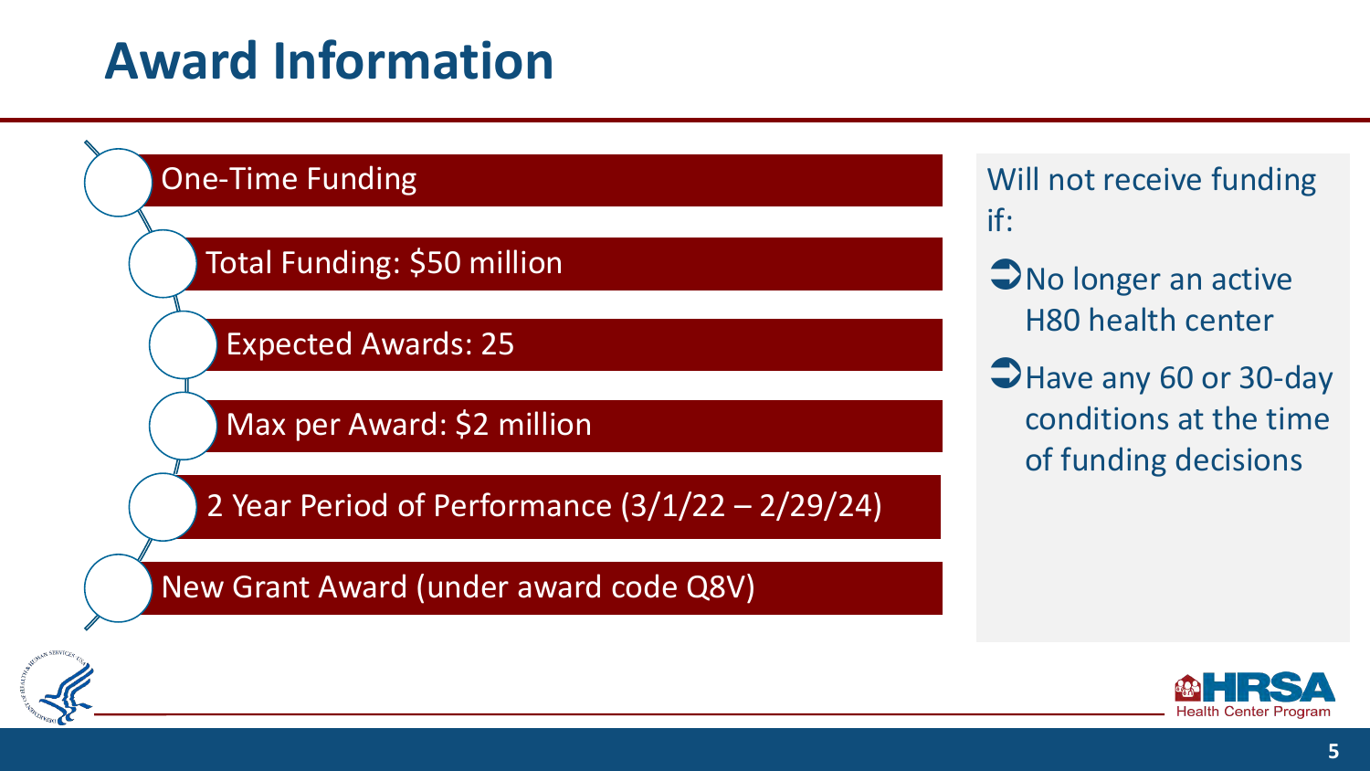# Award Information

- One-Time Funding
- Total Funding: $50 million
- Expected Awards: 25
- Max per Award: $2 million
- 2 Year Period of Performance (3/1/22 – 2/29/24)
- New Grant Award (under award code Q8V)

Will not receive funding if:

- No longer an active H80 health center
- Have any 60 or 30-day conditions at the time of funding decisions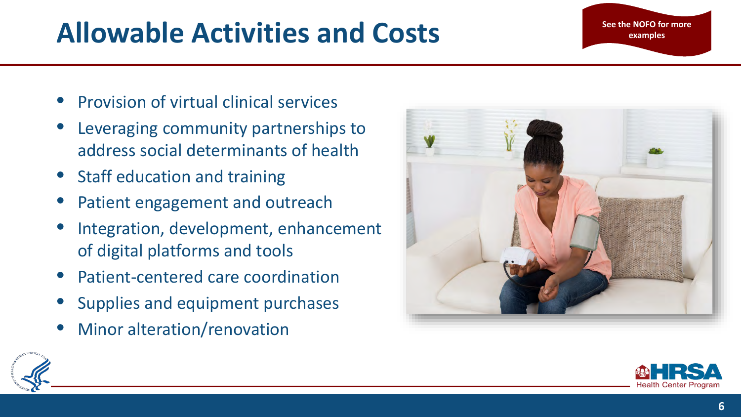# Allowable Activities and Costs

See the NOFO for more examples

- Provision of virtual clinical services
- Leveraging community partnerships to address social determinants of health
- Staff education and training
- Patient engagement and outreach
- Integration, development, enhancement of digital platforms and tools
- Patient-centered care coordination
- Supplies and equipment purchases
- Minor alteration/renovation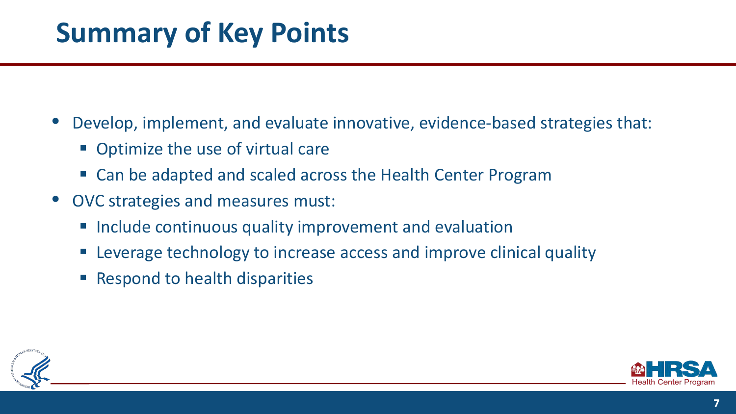# Summary of Key Points

- Develop, implement, and evaluate innovative, evidence-based strategies that:
  - Optimize the use of virtual care
  - Can be adapted and scaled across the Health Center Program
- OVC strategies and measures must:
  - Include continuous quality improvement and evaluation
  - Leverage technology to increase access and improve clinical quality
  - Respond to health disparities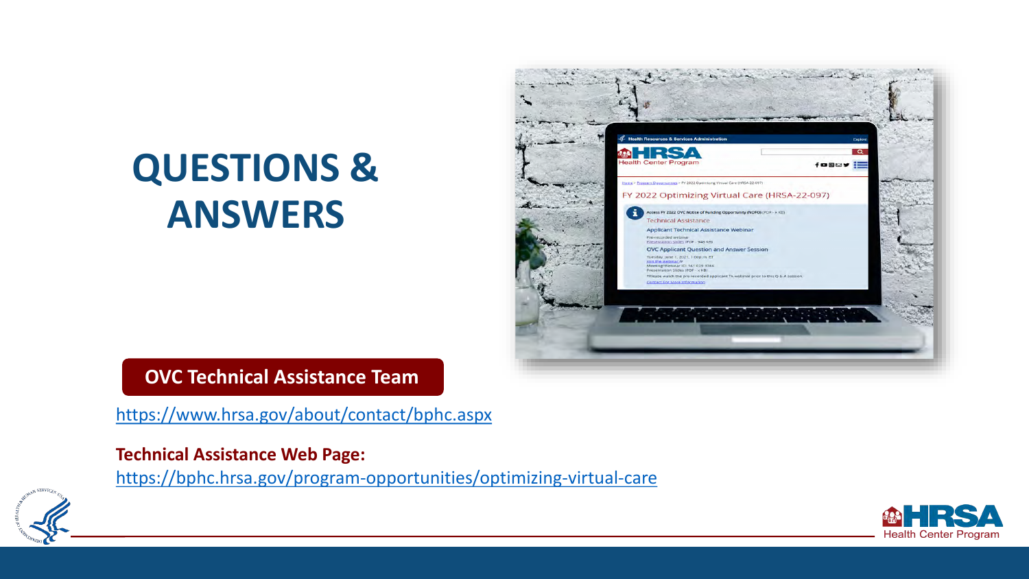# QUESTIONS & ANSWERS

**OVC Technical Assistance Team**

https://www.hrsa.gov/about/contact/bphc.aspx

**Technical Assistance Web Page:**

https://bphc.hrsa.gov/program-opportunities/optimizing-virtual-care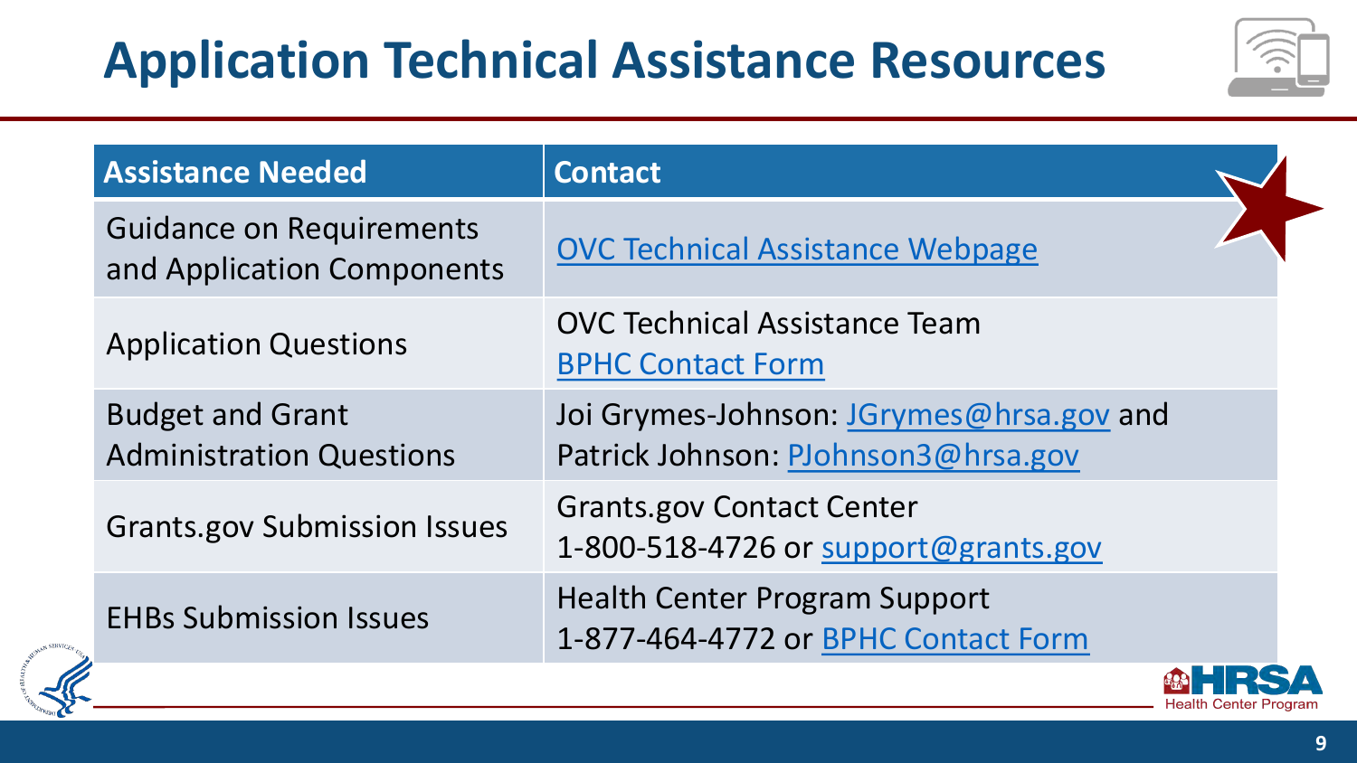# Application Technical Assistance Resources

| Assistance Needed | Contact |
|---|---|
| Guidance on Requirements and Application Components | OVC Technical Assistance Webpage |
| Application Questions | OVC Technical Assistance Team<br>BPHC Contact Form |
| Budget and Grant Administration Questions | Joi Grymes-Johnson: JGrymes@hrsa.gov and Patrick Johnson: PJohnson3@hrsa.gov |
| Grants.gov Submission Issues | Grants.gov Contact Center<br>1-800-518-4726 or support@grants.gov |
| EHBs Submission Issues | Health Center Program Support<br>1-877-464-4772 or BPHC Contact Form |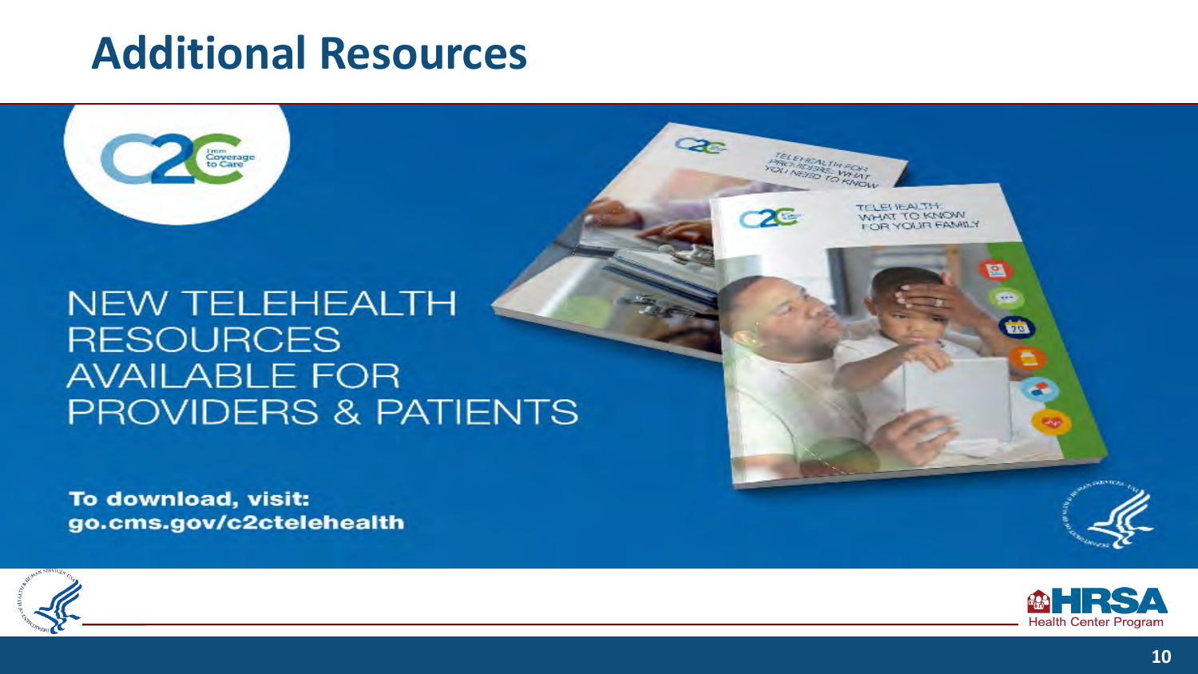# Additional Resources

From Coverage to Care

NEW TELEHEALTH RESOURCES AVAILABLE FOR PROVIDERS & PATIENTS

**To download, visit: go.cms.gov/c2ctelehealth**

TELEHEALTH FOR PROVIDERS: WHAT YOU NEED TO KNOW

TELEHEALTH: WHAT TO KNOW FOR YOUR FAMILY